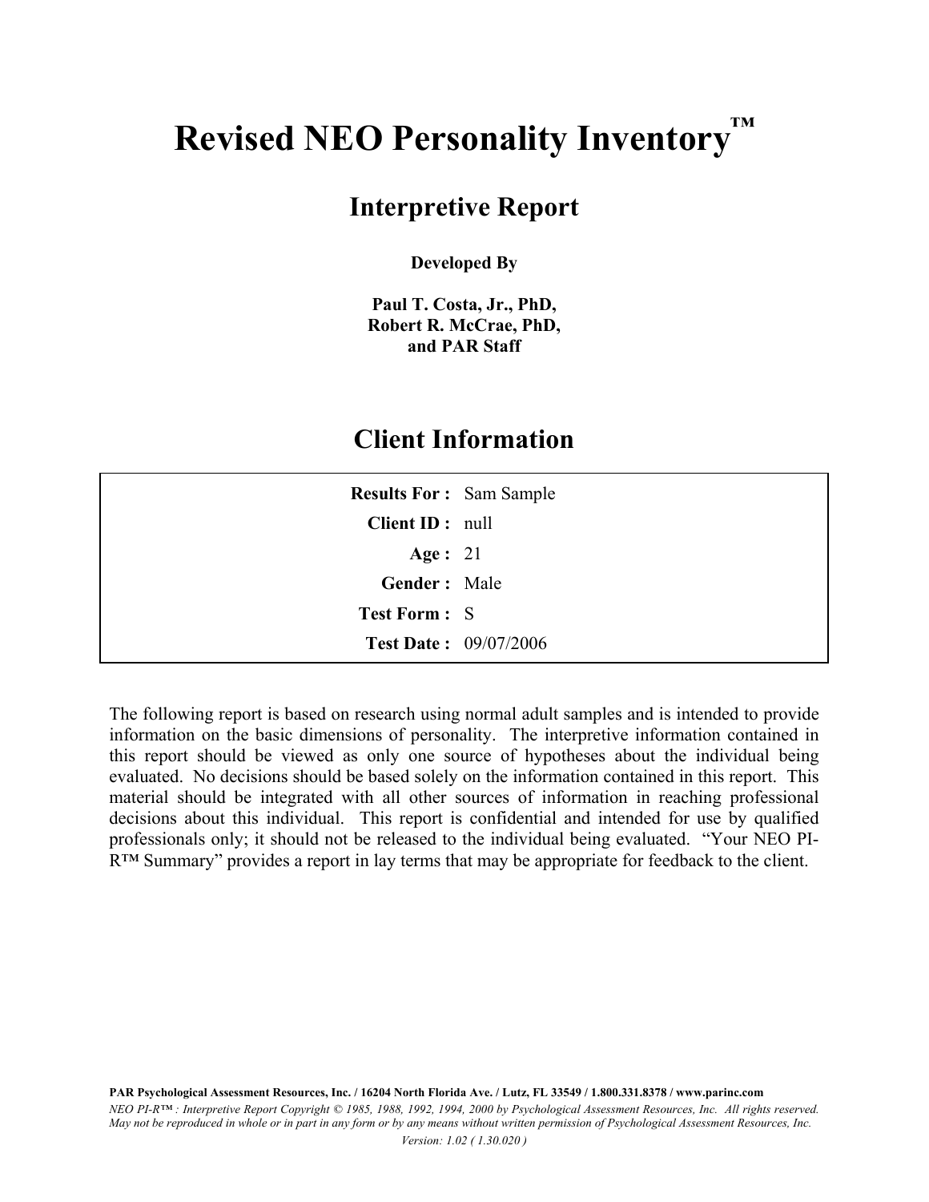# Revised NEO Personality Inventory™

## Interpretive Report

**Developed By**

**Paul T. Costa, Jr., PhD,**
**Robert R. McCrae, PhD,**
**and PAR Staff**

## Client Information

| | |
|---|---|
| **Results For :** | Sam Sample |
| **Client ID :** | null |
| **Age :** | 21 |
| **Gender :** | Male |
| **Test Form :** | S |
| **Test Date :** | 09/07/2006 |

The following report is based on research using normal adult samples and is intended to provide information on the basic dimensions of personality. The interpretive information contained in this report should be viewed as only one source of hypotheses about the individual being evaluated. No decisions should be based solely on the information contained in this report. This material should be integrated with all other sources of information in reaching professional decisions about this individual. This report is confidential and intended for use by qualified professionals only; it should not be released to the individual being evaluated. "Your NEO PI-R™ Summary" provides a report in lay terms that may be appropriate for feedback to the client.

**PAR Psychological Assessment Resources, Inc. / 16204 North Florida Ave. / Lutz, FL 33549 / 1.800.331.8378 / www.parinc.com**

*NEO PI-R™ : Interpretive Report Copyright © 1985, 1988, 1992, 1994, 2000 by Psychological Assessment Resources, Inc. All rights reserved. May not be reproduced in whole or in part in any form or by any means without written permission of Psychological Assessment Resources, Inc.*

*Version: 1.02 ( 1.30.020 )*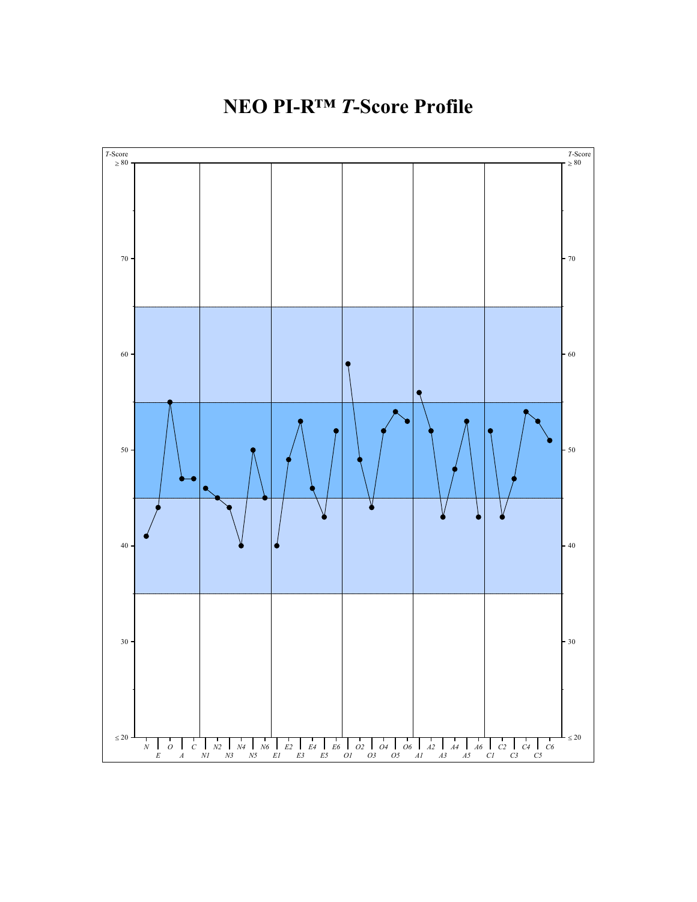# NEO PI-R™ *T*-Score Profile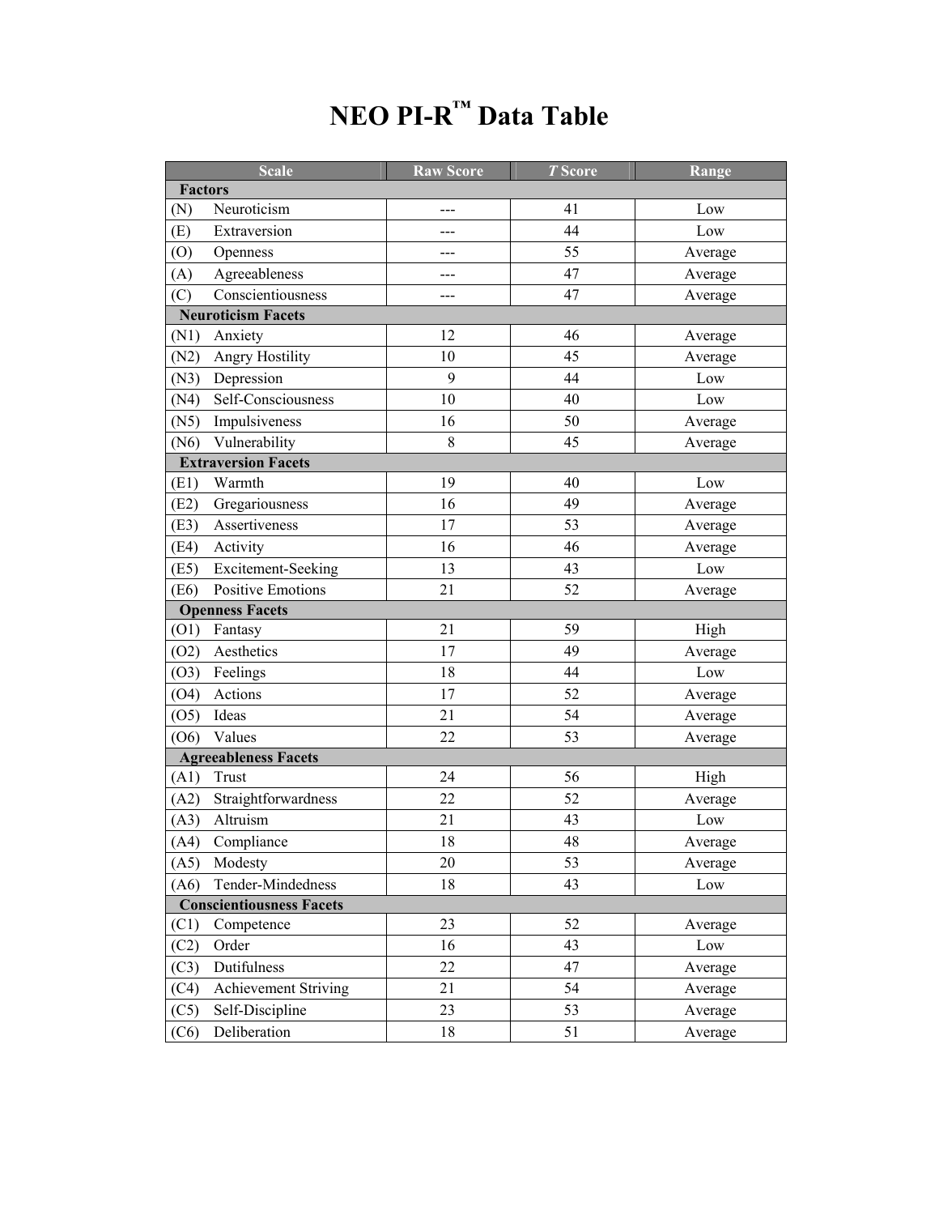# NEO PI-R™ Data Table

| Scale | Raw Score | *T* Score | Range |
|---|---|---|---|
| **Factors** | | | |
| (N) Neuroticism | --- | 41 | Low |
| (E) Extraversion | --- | 44 | Low |
| (O) Openness | --- | 55 | Average |
| (A) Agreeableness | --- | 47 | Average |
| (C) Conscientiousness | --- | 47 | Average |
| **Neuroticism Facets** | | | |
| (N1) Anxiety | 12 | 46 | Average |
| (N2) Angry Hostility | 10 | 45 | Average |
| (N3) Depression | 9 | 44 | Low |
| (N4) Self-Consciousness | 10 | 40 | Low |
| (N5) Impulsiveness | 16 | 50 | Average |
| (N6) Vulnerability | 8 | 45 | Average |
| **Extraversion Facets** | | | |
| (E1) Warmth | 19 | 40 | Low |
| (E2) Gregariousness | 16 | 49 | Average |
| (E3) Assertiveness | 17 | 53 | Average |
| (E4) Activity | 16 | 46 | Average |
| (E5) Excitement-Seeking | 13 | 43 | Low |
| (E6) Positive Emotions | 21 | 52 | Average |
| **Openness Facets** | | | |
| (O1) Fantasy | 21 | 59 | High |
| (O2) Aesthetics | 17 | 49 | Average |
| (O3) Feelings | 18 | 44 | Low |
| (O4) Actions | 17 | 52 | Average |
| (O5) Ideas | 21 | 54 | Average |
| (O6) Values | 22 | 53 | Average |
| **Agreeableness Facets** | | | |
| (A1) Trust | 24 | 56 | High |
| (A2) Straightforwardness | 22 | 52 | Average |
| (A3) Altruism | 21 | 43 | Low |
| (A4) Compliance | 18 | 48 | Average |
| (A5) Modesty | 20 | 53 | Average |
| (A6) Tender-Mindedness | 18 | 43 | Low |
| **Conscientiousness Facets** | | | |
| (C1) Competence | 23 | 52 | Average |
| (C2) Order | 16 | 43 | Low |
| (C3) Dutifulness | 22 | 47 | Average |
| (C4) Achievement Striving | 21 | 54 | Average |
| (C5) Self-Discipline | 23 | 53 | Average |
| (C6) Deliberation | 18 | 51 | Average |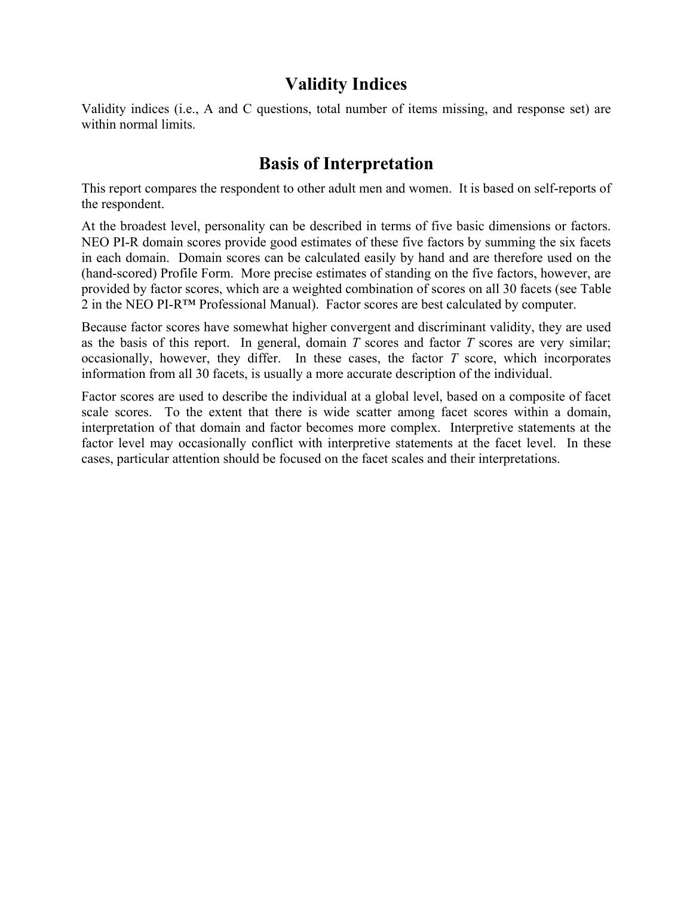## Validity Indices

Validity indices (i.e., A and C questions, total number of items missing, and response set) are within normal limits.

## Basis of Interpretation

This report compares the respondent to other adult men and women. It is based on self-reports of the respondent.

At the broadest level, personality can be described in terms of five basic dimensions or factors. NEO PI-R domain scores provide good estimates of these five factors by summing the six facets in each domain. Domain scores can be calculated easily by hand and are therefore used on the (hand-scored) Profile Form. More precise estimates of standing on the five factors, however, are provided by factor scores, which are a weighted combination of scores on all 30 facets (see Table 2 in the NEO PI-R™ Professional Manual). Factor scores are best calculated by computer.

Because factor scores have somewhat higher convergent and discriminant validity, they are used as the basis of this report. In general, domain *T* scores and factor *T* scores are very similar; occasionally, however, they differ. In these cases, the factor *T* score, which incorporates information from all 30 facets, is usually a more accurate description of the individual.

Factor scores are used to describe the individual at a global level, based on a composite of facet scale scores. To the extent that there is wide scatter among facet scores within a domain, interpretation of that domain and factor becomes more complex. Interpretive statements at the factor level may occasionally conflict with interpretive statements at the facet level. In these cases, particular attention should be focused on the facet scales and their interpretations.